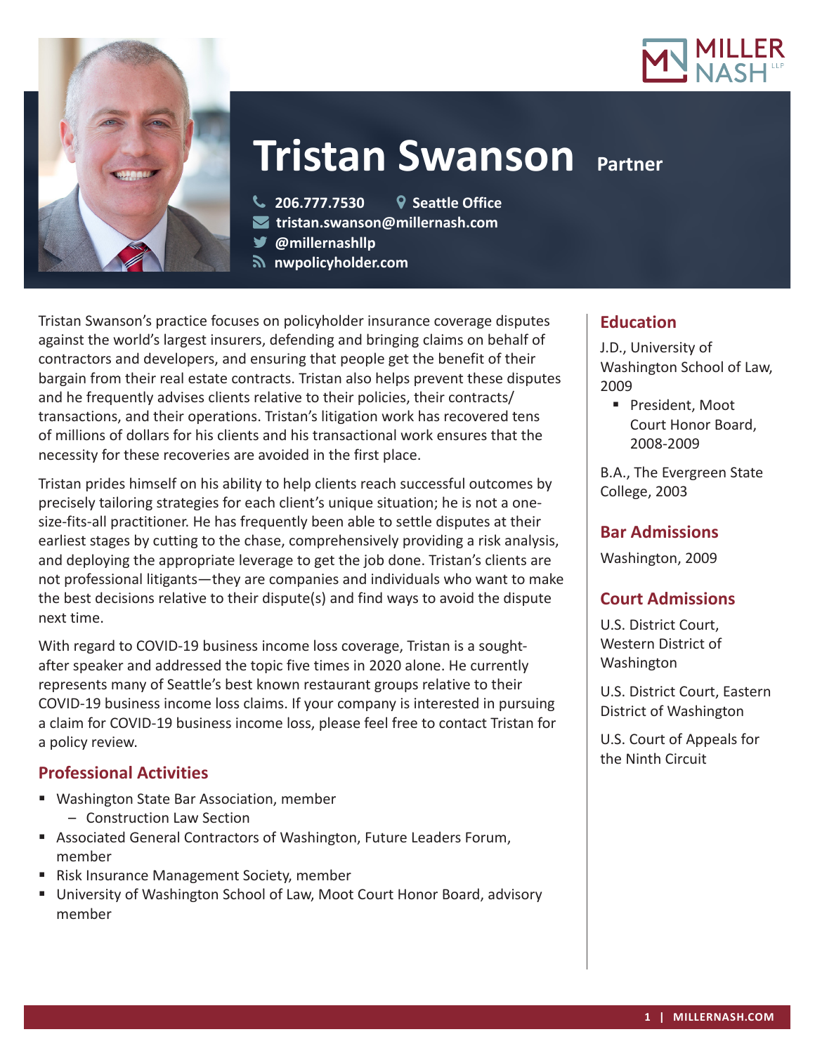# Tristan Swanson Partner

206.777.7530 Seattle Office
tristan.swanson@millernash.com
@millernashllp
nwpolicyholder.com

Tristan Swanson's practice focuses on policyholder insurance coverage disputes against the world's largest insurers, defending and bringing claims on behalf of contractors and developers, and ensuring that people get the benefit of their bargain from their real estate contracts. Tristan also helps prevent these disputes and he frequently advises clients relative to their policies, their contracts/ transactions, and their operations. Tristan's litigation work has recovered tens of millions of dollars for his clients and his transactional work ensures that the necessity for these recoveries are avoided in the first place.

Tristan prides himself on his ability to help clients reach successful outcomes by precisely tailoring strategies for each client's unique situation; he is not a one-size-fits-all practitioner. He has frequently been able to settle disputes at their earliest stages by cutting to the chase, comprehensively providing a risk analysis, and deploying the appropriate leverage to get the job done. Tristan's clients are not professional litigants—they are companies and individuals who want to make the best decisions relative to their dispute(s) and find ways to avoid the dispute next time.

With regard to COVID-19 business income loss coverage, Tristan is a sought-after speaker and addressed the topic five times in 2020 alone. He currently represents many of Seattle's best known restaurant groups relative to their COVID-19 business income loss claims. If your company is interested in pursuing a claim for COVID-19 business income loss, please feel free to contact Tristan for a policy review.

## Professional Activities

- Washington State Bar Association, member
  - Construction Law Section
- Associated General Contractors of Washington, Future Leaders Forum, member
- Risk Insurance Management Society, member
- University of Washington School of Law, Moot Court Honor Board, advisory member

## Education

J.D., University of Washington School of Law, 2009

- President, Moot Court Honor Board, 2008-2009

B.A., The Evergreen State College, 2003

## Bar Admissions

Washington, 2009

## Court Admissions

U.S. District Court, Western District of Washington

U.S. District Court, Eastern District of Washington

U.S. Court of Appeals for the Ninth Circuit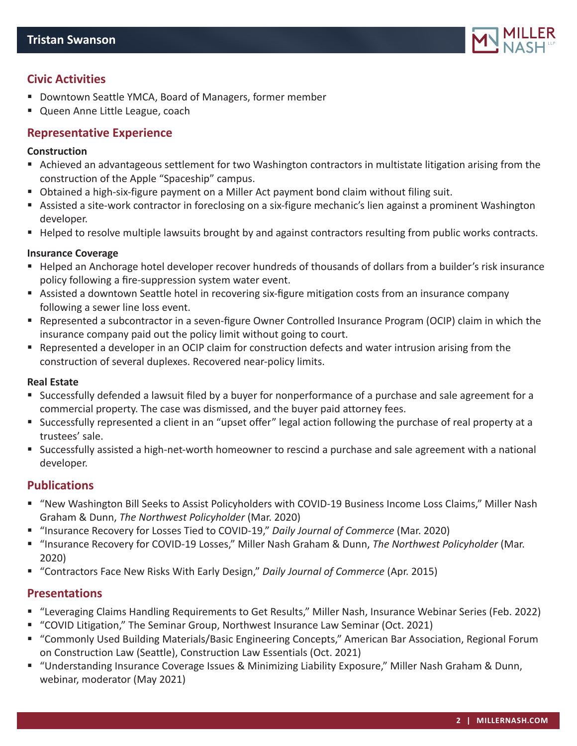## Civic Activities

- Downtown Seattle YMCA, Board of Managers, former member
- Queen Anne Little League, coach

## Representative Experience

**Construction**

- Achieved an advantageous settlement for two Washington contractors in multistate litigation arising from the construction of the Apple "Spaceship" campus.
- Obtained a high-six-figure payment on a Miller Act payment bond claim without filing suit.
- Assisted a site-work contractor in foreclosing on a six-figure mechanic's lien against a prominent Washington developer.
- Helped to resolve multiple lawsuits brought by and against contractors resulting from public works contracts.

**Insurance Coverage**

- Helped an Anchorage hotel developer recover hundreds of thousands of dollars from a builder's risk insurance policy following a fire-suppression system water event.
- Assisted a downtown Seattle hotel in recovering six-figure mitigation costs from an insurance company following a sewer line loss event.
- Represented a subcontractor in a seven-figure Owner Controlled Insurance Program (OCIP) claim in which the insurance company paid out the policy limit without going to court.
- Represented a developer in an OCIP claim for construction defects and water intrusion arising from the construction of several duplexes. Recovered near-policy limits.

**Real Estate**

- Successfully defended a lawsuit filed by a buyer for nonperformance of a purchase and sale agreement for a commercial property. The case was dismissed, and the buyer paid attorney fees.
- Successfully represented a client in an "upset offer" legal action following the purchase of real property at a trustees' sale.
- Successfully assisted a high-net-worth homeowner to rescind a purchase and sale agreement with a national developer.

## Publications

- "New Washington Bill Seeks to Assist Policyholders with COVID-19 Business Income Loss Claims," Miller Nash Graham & Dunn, *The Northwest Policyholder* (Mar. 2020)
- "Insurance Recovery for Losses Tied to COVID-19," *Daily Journal of Commerce* (Mar. 2020)
- "Insurance Recovery for COVID-19 Losses," Miller Nash Graham & Dunn, *The Northwest Policyholder* (Mar. 2020)
- "Contractors Face New Risks With Early Design," *Daily Journal of Commerce* (Apr. 2015)

## Presentations

- "Leveraging Claims Handling Requirements to Get Results," Miller Nash, Insurance Webinar Series (Feb. 2022)
- "COVID Litigation," The Seminar Group, Northwest Insurance Law Seminar (Oct. 2021)
- "Commonly Used Building Materials/Basic Engineering Concepts," American Bar Association, Regional Forum on Construction Law (Seattle), Construction Law Essentials (Oct. 2021)
- "Understanding Insurance Coverage Issues & Minimizing Liability Exposure," Miller Nash Graham & Dunn, webinar, moderator (May 2021)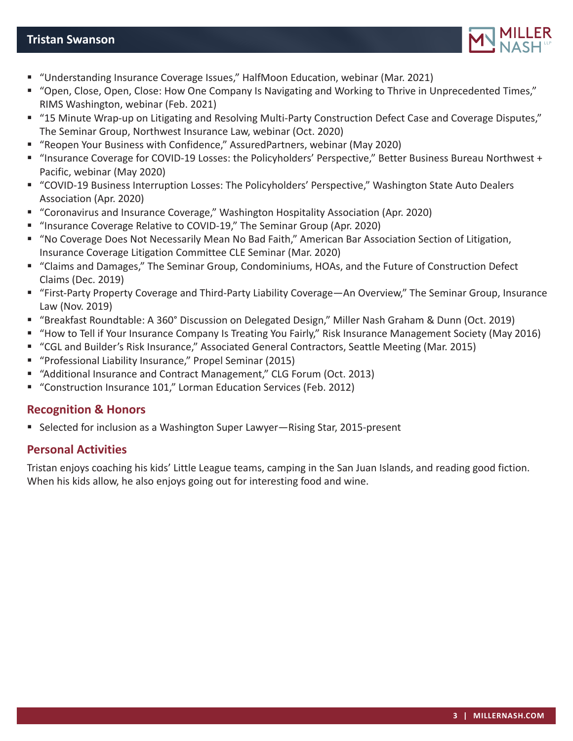- "Understanding Insurance Coverage Issues," HalfMoon Education, webinar (Mar. 2021)
- "Open, Close, Open, Close: How One Company Is Navigating and Working to Thrive in Unprecedented Times," RIMS Washington, webinar (Feb. 2021)
- "15 Minute Wrap-up on Litigating and Resolving Multi-Party Construction Defect Case and Coverage Disputes," The Seminar Group, Northwest Insurance Law, webinar (Oct. 2020)
- "Reopen Your Business with Confidence," AssuredPartners, webinar (May 2020)
- "Insurance Coverage for COVID-19 Losses: the Policyholders' Perspective," Better Business Bureau Northwest + Pacific, webinar (May 2020)
- "COVID-19 Business Interruption Losses: The Policyholders' Perspective," Washington State Auto Dealers Association (Apr. 2020)
- "Coronavirus and Insurance Coverage," Washington Hospitality Association (Apr. 2020)
- "Insurance Coverage Relative to COVID-19," The Seminar Group (Apr. 2020)
- "No Coverage Does Not Necessarily Mean No Bad Faith," American Bar Association Section of Litigation, Insurance Coverage Litigation Committee CLE Seminar (Mar. 2020)
- "Claims and Damages," The Seminar Group, Condominiums, HOAs, and the Future of Construction Defect Claims (Dec. 2019)
- "First-Party Property Coverage and Third-Party Liability Coverage—An Overview," The Seminar Group, Insurance Law (Nov. 2019)
- "Breakfast Roundtable: A 360° Discussion on Delegated Design," Miller Nash Graham & Dunn (Oct. 2019)
- "How to Tell if Your Insurance Company Is Treating You Fairly," Risk Insurance Management Society (May 2016)
- "CGL and Builder's Risk Insurance," Associated General Contractors, Seattle Meeting (Mar. 2015)
- "Professional Liability Insurance," Propel Seminar (2015)
- "Additional Insurance and Contract Management," CLG Forum (Oct. 2013)
- "Construction Insurance 101," Lorman Education Services (Feb. 2012)

## Recognition & Honors

- Selected for inclusion as a Washington Super Lawyer—Rising Star, 2015-present

## Personal Activities

Tristan enjoys coaching his kids' Little League teams, camping in the San Juan Islands, and reading good fiction. When his kids allow, he also enjoys going out for interesting food and wine.